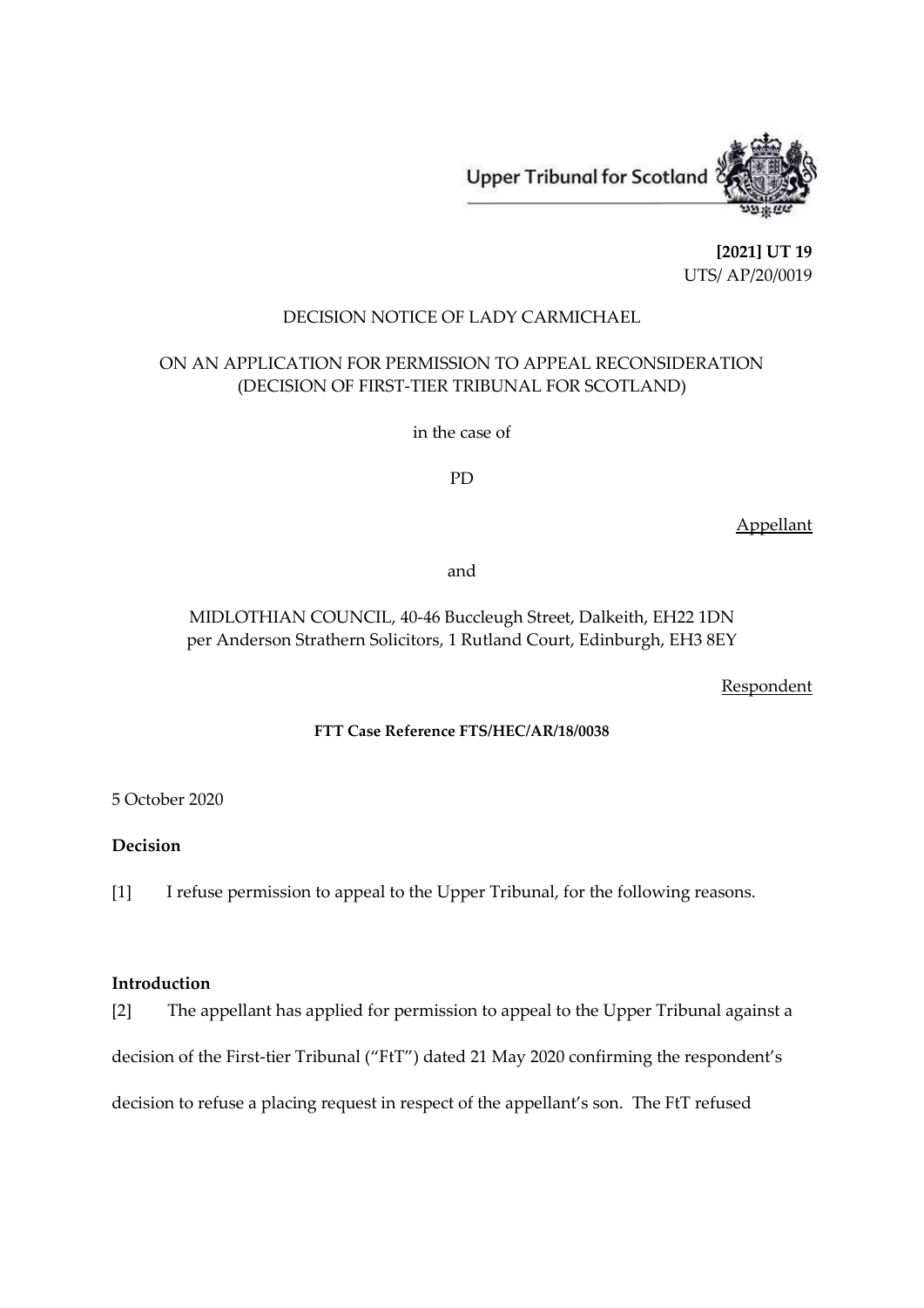Upper Tribunal for Scotland

**[2021] UT 19**
UTS/ AP/20/0019

DECISION NOTICE OF LADY CARMICHAEL

ON AN APPLICATION FOR PERMISSION TO APPEAL RECONSIDERATION
(DECISION OF FIRST-TIER TRIBUNAL FOR SCOTLAND)

in the case of

PD

Appellant

and

MIDLOTHIAN COUNCIL, 40-46 Buccleugh Street, Dalkeith, EH22 1DN
per Anderson Strathern Solicitors, 1 Rutland Court, Edinburgh, EH3 8EY

Respondent

**FTT Case Reference FTS/HEC/AR/18/0038**

5 October 2020

**Decision**

[1] I refuse permission to appeal to the Upper Tribunal, for the following reasons.

**Introduction**

[2] The appellant has applied for permission to appeal to the Upper Tribunal against a decision of the First-tier Tribunal ("FtT") dated 21 May 2020 confirming the respondent's decision to refuse a placing request in respect of the appellant's son. The FtT refused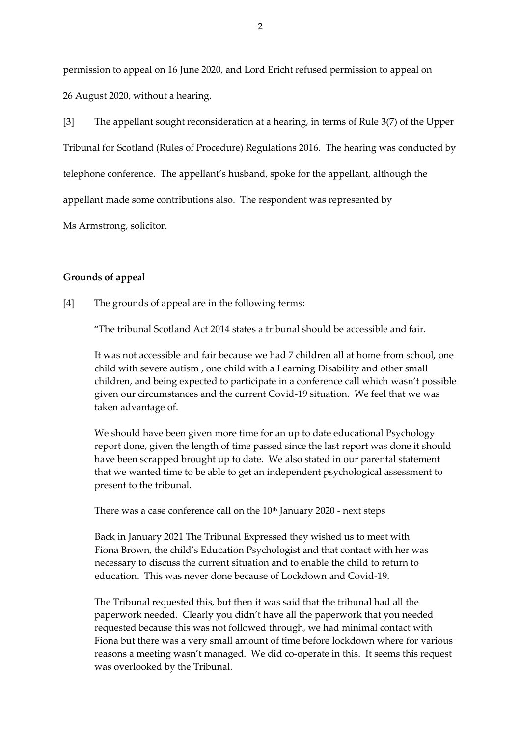permission to appeal on 16 June 2020, and Lord Ericht refused permission to appeal on 26 August 2020, without a hearing.

[3] The appellant sought reconsideration at a hearing, in terms of Rule 3(7) of the Upper Tribunal for Scotland (Rules of Procedure) Regulations 2016. The hearing was conducted by telephone conference. The appellant's husband, spoke for the appellant, although the appellant made some contributions also. The respondent was represented by Ms Armstrong, solicitor.

**Grounds of appeal**

[4] The grounds of appeal are in the following terms:

> "The tribunal Scotland Act 2014 states a tribunal should be accessible and fair.
>
> It was not accessible and fair because we had 7 children all at home from school, one child with severe autism , one child with a Learning Disability and other small children, and being expected to participate in a conference call which wasn't possible given our circumstances and the current Covid-19 situation. We feel that we was taken advantage of.
>
> We should have been given more time for an up to date educational Psychology report done, given the length of time passed since the last report was done it should have been scrapped brought up to date. We also stated in our parental statement that we wanted time to be able to get an independent psychological assessment to present to the tribunal.
>
> There was a case conference call on the 10th January 2020 - next steps
>
> Back in January 2021 The Tribunal Expressed they wished us to meet with Fiona Brown, the child's Education Psychologist and that contact with her was necessary to discuss the current situation and to enable the child to return to education. This was never done because of Lockdown and Covid-19.
>
> The Tribunal requested this, but then it was said that the tribunal had all the paperwork needed. Clearly you didn't have all the paperwork that you needed requested because this was not followed through, we had minimal contact with Fiona but there was a very small amount of time before lockdown where for various reasons a meeting wasn't managed. We did co-operate in this. It seems this request was overlooked by the Tribunal.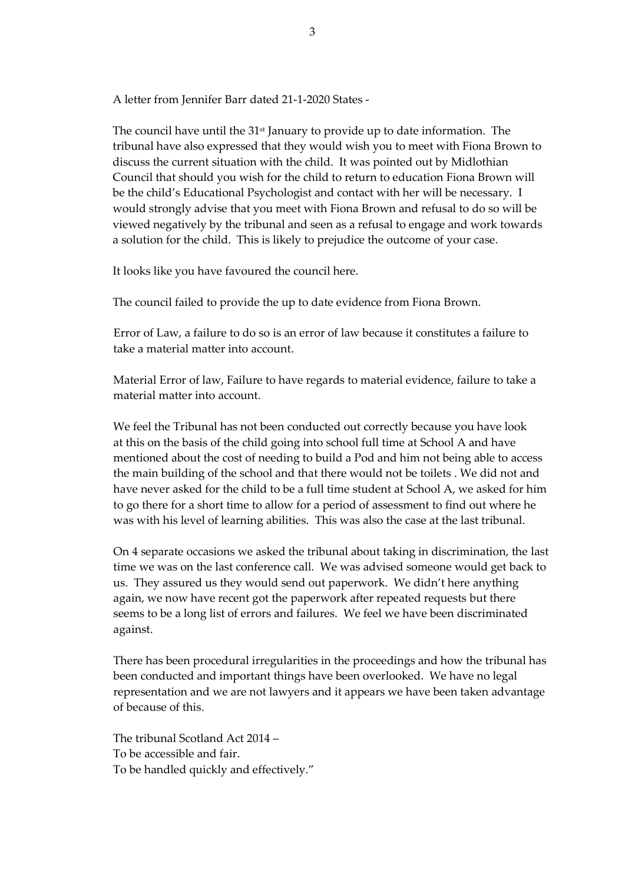A letter from Jennifer Barr dated 21-1-2020 States -

The council have until the 31st January to provide up to date information. The tribunal have also expressed that they would wish you to meet with Fiona Brown to discuss the current situation with the child. It was pointed out by Midlothian Council that should you wish for the child to return to education Fiona Brown will be the child's Educational Psychologist and contact with her will be necessary. I would strongly advise that you meet with Fiona Brown and refusal to do so will be viewed negatively by the tribunal and seen as a refusal to engage and work towards a solution for the child. This is likely to prejudice the outcome of your case.

It looks like you have favoured the council here.

The council failed to provide the up to date evidence from Fiona Brown.

Error of Law, a failure to do so is an error of law because it constitutes a failure to take a material matter into account.

Material Error of law, Failure to have regards to material evidence, failure to take a material matter into account.

We feel the Tribunal has not been conducted out correctly because you have look at this on the basis of the child going into school full time at School A and have mentioned about the cost of needing to build a Pod and him not being able to access the main building of the school and that there would not be toilets . We did not and have never asked for the child to be a full time student at School A, we asked for him to go there for a short time to allow for a period of assessment to find out where he was with his level of learning abilities. This was also the case at the last tribunal.

On 4 separate occasions we asked the tribunal about taking in discrimination, the last time we was on the last conference call. We was advised someone would get back to us. They assured us they would send out paperwork. We didn't here anything again, we now have recent got the paperwork after repeated requests but there seems to be a long list of errors and failures. We feel we have been discriminated against.

There has been procedural irregularities in the proceedings and how the tribunal has been conducted and important things have been overlooked. We have no legal representation and we are not lawyers and it appears we have been taken advantage of because of this.

The tribunal Scotland Act 2014 –
To be accessible and fair.
To be handled quickly and effectively."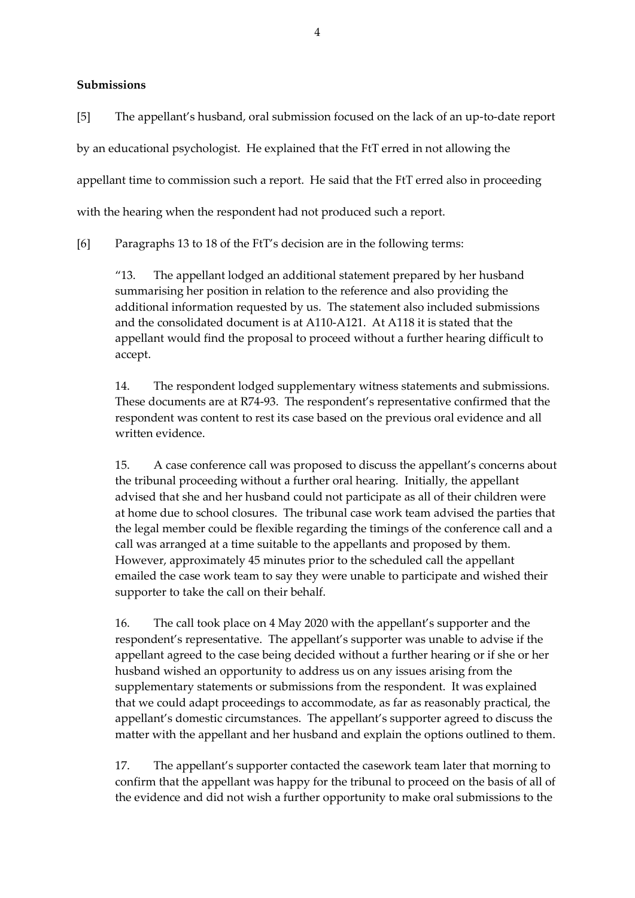**Submissions**

[5] The appellant's husband, oral submission focused on the lack of an up-to-date report by an educational psychologist. He explained that the FtT erred in not allowing the appellant time to commission such a report. He said that the FtT erred also in proceeding with the hearing when the respondent had not produced such a report.

[6] Paragraphs 13 to 18 of the FtT's decision are in the following terms:

> "13. The appellant lodged an additional statement prepared by her husband summarising her position in relation to the reference and also providing the additional information requested by us. The statement also included submissions and the consolidated document is at A110-A121. At A118 it is stated that the appellant would find the proposal to proceed without a further hearing difficult to accept.
>
> 14. The respondent lodged supplementary witness statements and submissions. These documents are at R74-93. The respondent's representative confirmed that the respondent was content to rest its case based on the previous oral evidence and all written evidence.
>
> 15. A case conference call was proposed to discuss the appellant's concerns about the tribunal proceeding without a further oral hearing. Initially, the appellant advised that she and her husband could not participate as all of their children were at home due to school closures. The tribunal case work team advised the parties that the legal member could be flexible regarding the timings of the conference call and a call was arranged at a time suitable to the appellants and proposed by them. However, approximately 45 minutes prior to the scheduled call the appellant emailed the case work team to say they were unable to participate and wished their supporter to take the call on their behalf.
>
> 16. The call took place on 4 May 2020 with the appellant's supporter and the respondent's representative. The appellant's supporter was unable to advise if the appellant agreed to the case being decided without a further hearing or if she or her husband wished an opportunity to address us on any issues arising from the supplementary statements or submissions from the respondent. It was explained that we could adapt proceedings to accommodate, as far as reasonably practical, the appellant's domestic circumstances. The appellant's supporter agreed to discuss the matter with the appellant and her husband and explain the options outlined to them.
>
> 17. The appellant's supporter contacted the casework team later that morning to confirm that the appellant was happy for the tribunal to proceed on the basis of all of the evidence and did not wish a further opportunity to make oral submissions to the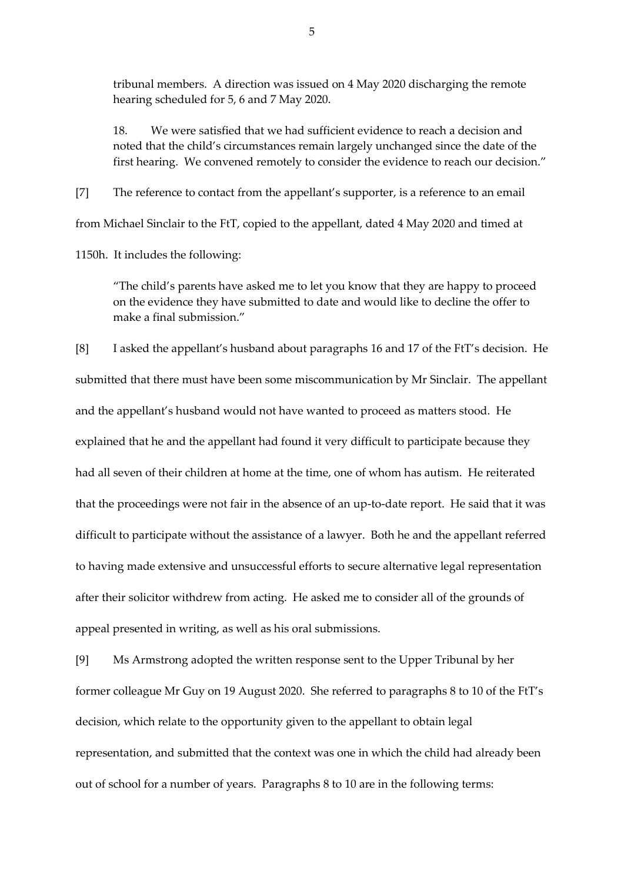> tribunal members. A direction was issued on 4 May 2020 discharging the remote hearing scheduled for 5, 6 and 7 May 2020.
>
> 18. We were satisfied that we had sufficient evidence to reach a decision and noted that the child's circumstances remain largely unchanged since the date of the first hearing. We convened remotely to consider the evidence to reach our decision."

[7] The reference to contact from the appellant's supporter, is a reference to an email from Michael Sinclair to the FtT, copied to the appellant, dated 4 May 2020 and timed at 1150h. It includes the following:

> "The child's parents have asked me to let you know that they are happy to proceed on the evidence they have submitted to date and would like to decline the offer to make a final submission."

[8] I asked the appellant's husband about paragraphs 16 and 17 of the FtT's decision. He submitted that there must have been some miscommunication by Mr Sinclair. The appellant and the appellant's husband would not have wanted to proceed as matters stood. He explained that he and the appellant had found it very difficult to participate because they had all seven of their children at home at the time, one of whom has autism. He reiterated that the proceedings were not fair in the absence of an up-to-date report. He said that it was difficult to participate without the assistance of a lawyer. Both he and the appellant referred to having made extensive and unsuccessful efforts to secure alternative legal representation after their solicitor withdrew from acting. He asked me to consider all of the grounds of appeal presented in writing, as well as his oral submissions.

[9] Ms Armstrong adopted the written response sent to the Upper Tribunal by her former colleague Mr Guy on 19 August 2020. She referred to paragraphs 8 to 10 of the FtT's decision, which relate to the opportunity given to the appellant to obtain legal representation, and submitted that the context was one in which the child had already been out of school for a number of years. Paragraphs 8 to 10 are in the following terms: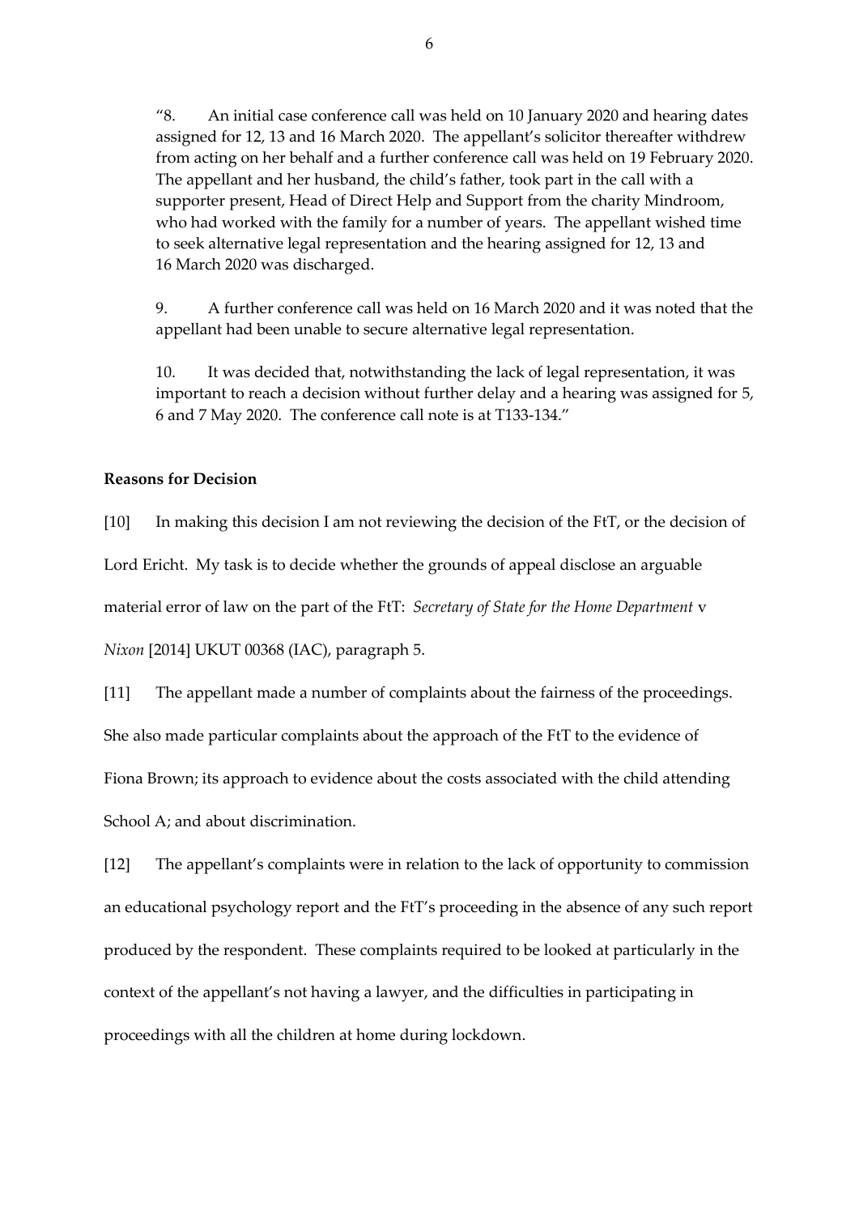"8. An initial case conference call was held on 10 January 2020 and hearing dates assigned for 12, 13 and 16 March 2020. The appellant's solicitor thereafter withdrew from acting on her behalf and a further conference call was held on 19 February 2020. The appellant and her husband, the child's father, took part in the call with a supporter present, Head of Direct Help and Support from the charity Mindroom, who had worked with the family for a number of years. The appellant wished time to seek alternative legal representation and the hearing assigned for 12, 13 and 16 March 2020 was discharged.

9. A further conference call was held on 16 March 2020 and it was noted that the appellant had been unable to secure alternative legal representation.

10. It was decided that, notwithstanding the lack of legal representation, it was important to reach a decision without further delay and a hearing was assigned for 5, 6 and 7 May 2020. The conference call note is at T133-134."

**Reasons for Decision**

[10] In making this decision I am not reviewing the decision of the FtT, or the decision of Lord Ericht. My task is to decide whether the grounds of appeal disclose an arguable material error of law on the part of the FtT: *Secretary of State for the Home Department* v *Nixon* [2014] UKUT 00368 (IAC), paragraph 5.

[11] The appellant made a number of complaints about the fairness of the proceedings. She also made particular complaints about the approach of the FtT to the evidence of Fiona Brown; its approach to evidence about the costs associated with the child attending School A; and about discrimination.

[12] The appellant's complaints were in relation to the lack of opportunity to commission an educational psychology report and the FtT's proceeding in the absence of any such report produced by the respondent. These complaints required to be looked at particularly in the context of the appellant's not having a lawyer, and the difficulties in participating in proceedings with all the children at home during lockdown.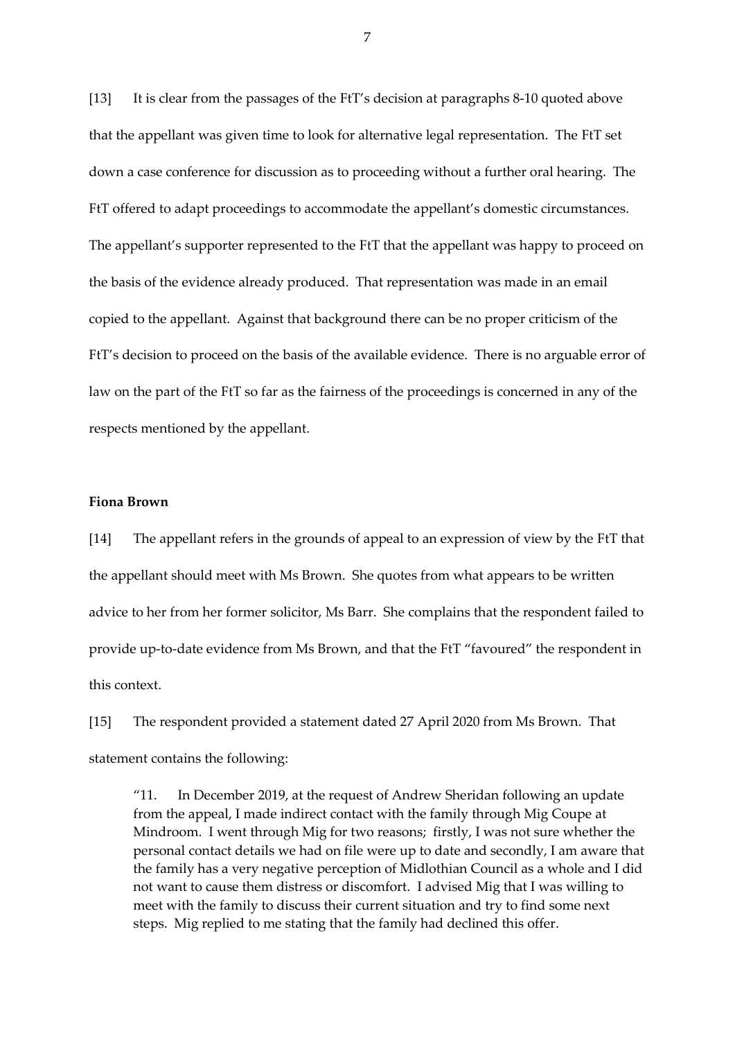[13] It is clear from the passages of the FtT's decision at paragraphs 8-10 quoted above that the appellant was given time to look for alternative legal representation. The FtT set down a case conference for discussion as to proceeding without a further oral hearing. The FtT offered to adapt proceedings to accommodate the appellant's domestic circumstances. The appellant's supporter represented to the FtT that the appellant was happy to proceed on the basis of the evidence already produced. That representation was made in an email copied to the appellant. Against that background there can be no proper criticism of the FtT's decision to proceed on the basis of the available evidence. There is no arguable error of law on the part of the FtT so far as the fairness of the proceedings is concerned in any of the respects mentioned by the appellant.

**Fiona Brown**

[14] The appellant refers in the grounds of appeal to an expression of view by the FtT that the appellant should meet with Ms Brown. She quotes from what appears to be written advice to her from her former solicitor, Ms Barr. She complains that the respondent failed to provide up-to-date evidence from Ms Brown, and that the FtT "favoured" the respondent in this context.

[15] The respondent provided a statement dated 27 April 2020 from Ms Brown. That statement contains the following:

> "11. In December 2019, at the request of Andrew Sheridan following an update from the appeal, I made indirect contact with the family through Mig Coupe at Mindroom. I went through Mig for two reasons; firstly, I was not sure whether the personal contact details we had on file were up to date and secondly, I am aware that the family has a very negative perception of Midlothian Council as a whole and I did not want to cause them distress or discomfort. I advised Mig that I was willing to meet with the family to discuss their current situation and try to find some next steps. Mig replied to me stating that the family had declined this offer.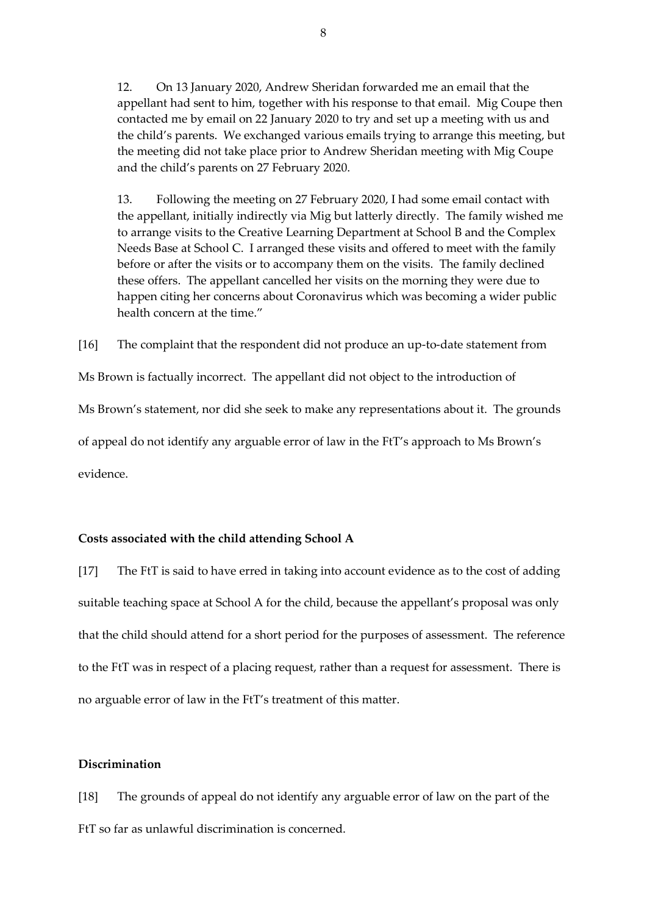12. On 13 January 2020, Andrew Sheridan forwarded me an email that the appellant had sent to him, together with his response to that email. Mig Coupe then contacted me by email on 22 January 2020 to try and set up a meeting with us and the child's parents. We exchanged various emails trying to arrange this meeting, but the meeting did not take place prior to Andrew Sheridan meeting with Mig Coupe and the child's parents on 27 February 2020.

13. Following the meeting on 27 February 2020, I had some email contact with the appellant, initially indirectly via Mig but latterly directly. The family wished me to arrange visits to the Creative Learning Department at School B and the Complex Needs Base at School C. I arranged these visits and offered to meet with the family before or after the visits or to accompany them on the visits. The family declined these offers. The appellant cancelled her visits on the morning they were due to happen citing her concerns about Coronavirus which was becoming a wider public health concern at the time."

[16] The complaint that the respondent did not produce an up-to-date statement from Ms Brown is factually incorrect. The appellant did not object to the introduction of Ms Brown's statement, nor did she seek to make any representations about it. The grounds of appeal do not identify any arguable error of law in the FtT's approach to Ms Brown's evidence.

**Costs associated with the child attending School A**

[17] The FtT is said to have erred in taking into account evidence as to the cost of adding suitable teaching space at School A for the child, because the appellant's proposal was only that the child should attend for a short period for the purposes of assessment. The reference to the FtT was in respect of a placing request, rather than a request for assessment. There is no arguable error of law in the FtT's treatment of this matter.

**Discrimination**

[18] The grounds of appeal do not identify any arguable error of law on the part of the FtT so far as unlawful discrimination is concerned.